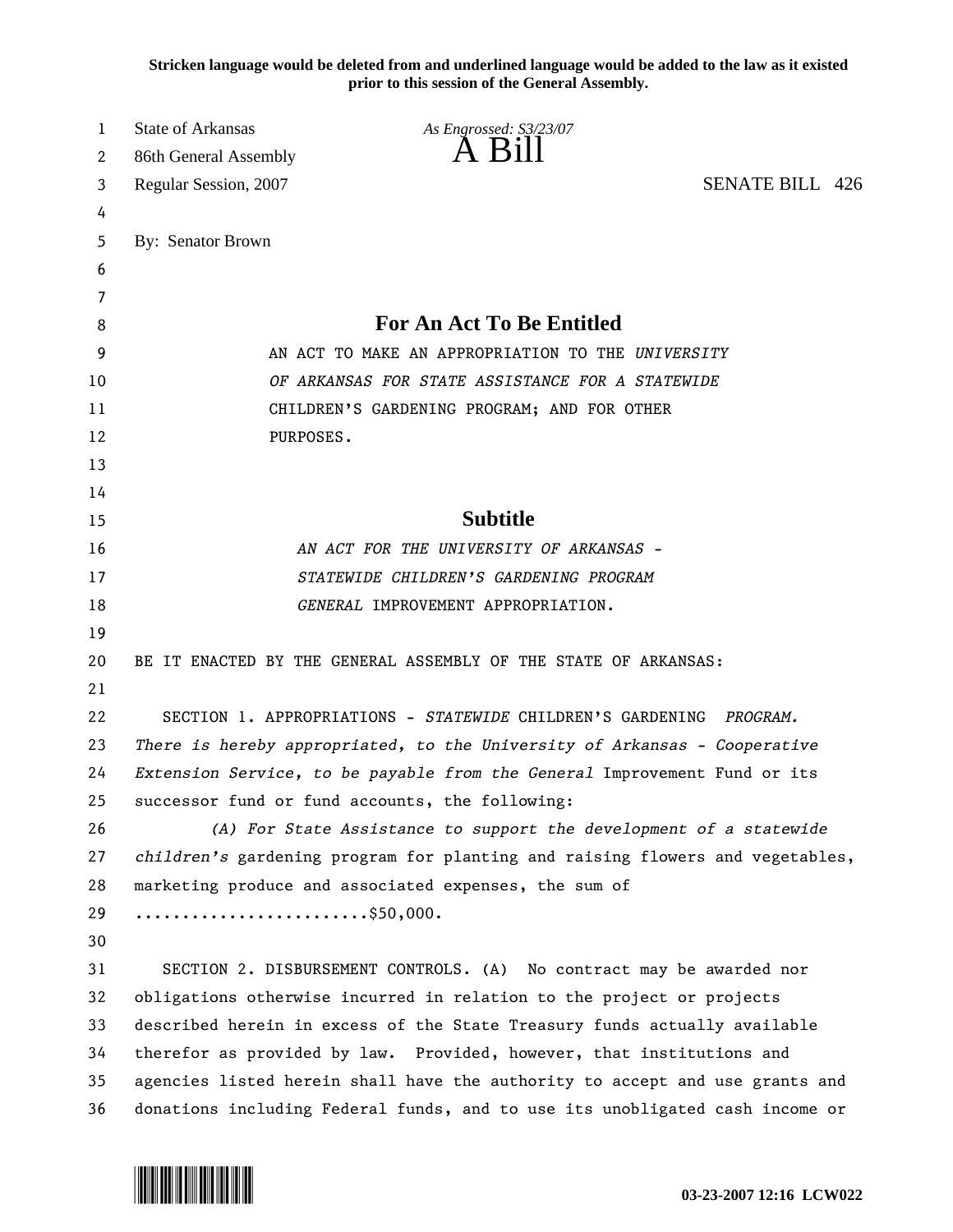**Stricken language would be deleted from and underlined language would be added to the law as it existed prior to this session of the General Assembly.**

State of Arkansas
86th General Assembly
Regular Session, 2007

*As Engrossed: S3/23/07*

# A Bill

SENATE BILL 426

By: Senator Brown

## For An Act To Be Entitled

AN ACT TO MAKE AN APPROPRIATION TO THE *UNIVERSITY OF ARKANSAS FOR STATE ASSISTANCE FOR A STATEWIDE* CHILDREN'S GARDENING PROGRAM; AND FOR OTHER PURPOSES.

## Subtitle

*AN ACT FOR THE UNIVERSITY OF ARKANSAS - STATEWIDE CHILDREN'S GARDENING PROGRAM GENERAL* IMPROVEMENT APPROPRIATION.

BE IT ENACTED BY THE GENERAL ASSEMBLY OF THE STATE OF ARKANSAS:

SECTION 1. APPROPRIATIONS - *STATEWIDE* CHILDREN'S GARDENING *PROGRAM. There is hereby appropriated, to the University of Arkansas - Cooperative Extension Service, to be payable from the General* Improvement Fund or its successor fund or fund accounts, the following:

*(A) For State Assistance to support the development of a statewide children's* gardening program for planting and raising flowers and vegetables, marketing produce and associated expenses, the sum of .........................$50,000.

SECTION 2. DISBURSEMENT CONTROLS. (A) No contract may be awarded nor obligations otherwise incurred in relation to the project or projects described herein in excess of the State Treasury funds actually available therefor as provided by law. Provided, however, that institutions and agencies listed herein shall have the authority to accept and use grants and donations including Federal funds, and to use its unobligated cash income or

03-23-2007 12:16 LCW022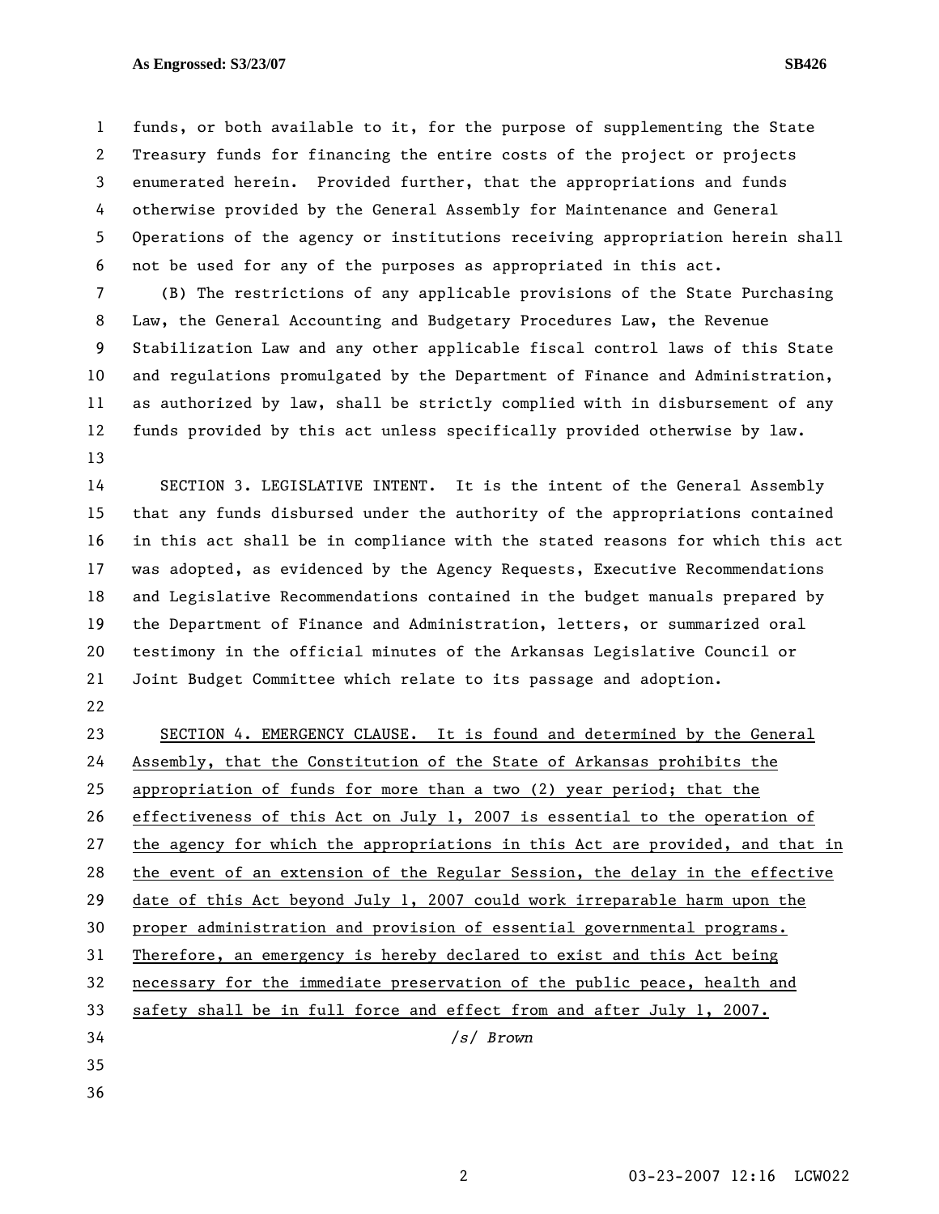funds, or both available to it, for the purpose of supplementing the State Treasury funds for financing the entire costs of the project or projects enumerated herein. Provided further, that the appropriations and funds otherwise provided by the General Assembly for Maintenance and General Operations of the agency or institutions receiving appropriation herein shall not be used for any of the purposes as appropriated in this act.

(B) The restrictions of any applicable provisions of the State Purchasing Law, the General Accounting and Budgetary Procedures Law, the Revenue Stabilization Law and any other applicable fiscal control laws of this State and regulations promulgated by the Department of Finance and Administration, as authorized by law, shall be strictly complied with in disbursement of any funds provided by this act unless specifically provided otherwise by law.

SECTION 3. LEGISLATIVE INTENT. It is the intent of the General Assembly that any funds disbursed under the authority of the appropriations contained in this act shall be in compliance with the stated reasons for which this act was adopted, as evidenced by the Agency Requests, Executive Recommendations and Legislative Recommendations contained in the budget manuals prepared by the Department of Finance and Administration, letters, or summarized oral testimony in the official minutes of the Arkansas Legislative Council or Joint Budget Committee which relate to its passage and adoption.

SECTION 4. EMERGENCY CLAUSE. It is found and determined by the General Assembly, that the Constitution of the State of Arkansas prohibits the appropriation of funds for more than a two (2) year period; that the effectiveness of this Act on July 1, 2007 is essential to the operation of the agency for which the appropriations in this Act are provided, and that in the event of an extension of the Regular Session, the delay in the effective date of this Act beyond July 1, 2007 could work irreparable harm upon the proper administration and provision of essential governmental programs. Therefore, an emergency is hereby declared to exist and this Act being necessary for the immediate preservation of the public peace, health and safety shall be in full force and effect from and after July 1, 2007.

*/s/ Brown*